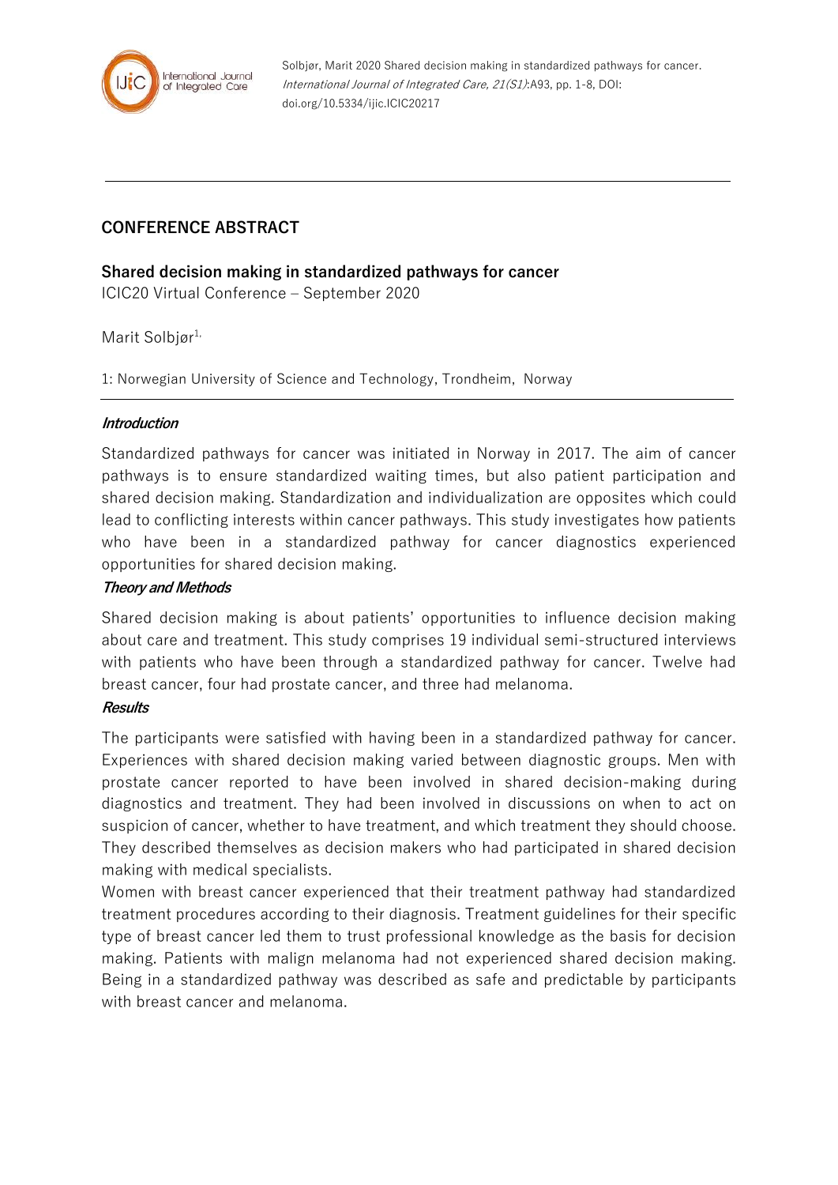Solbjør, Marit 2020 Shared decision making in standardized pathways for cancer. *International Journal of Integrated Care, 21(S1)*:A93, pp. 1-8, DOI: doi.org/10.5334/ijic.ICIC20217

---

## CONFERENCE ABSTRACT

### Shared decision making in standardized pathways for cancer

ICIC20 Virtual Conference – September 2020

Marit Solbjør[1,]

1: Norwegian University of Science and Technology, Trondheim, Norway

---

***Introduction***

Standardized pathways for cancer was initiated in Norway in 2017. The aim of cancer pathways is to ensure standardized waiting times, but also patient participation and shared decision making. Standardization and individualization are opposites which could lead to conflicting interests within cancer pathways. This study investigates how patients who have been in a standardized pathway for cancer diagnostics experienced opportunities for shared decision making.

***Theory and Methods***

Shared decision making is about patients' opportunities to influence decision making about care and treatment. This study comprises 19 individual semi-structured interviews with patients who have been through a standardized pathway for cancer. Twelve had breast cancer, four had prostate cancer, and three had melanoma.

***Results***

The participants were satisfied with having been in a standardized pathway for cancer. Experiences with shared decision making varied between diagnostic groups. Men with prostate cancer reported to have been involved in shared decision-making during diagnostics and treatment. They had been involved in discussions on when to act on suspicion of cancer, whether to have treatment, and which treatment they should choose. They described themselves as decision makers who had participated in shared decision making with medical specialists.

Women with breast cancer experienced that their treatment pathway had standardized treatment procedures according to their diagnosis. Treatment guidelines for their specific type of breast cancer led them to trust professional knowledge as the basis for decision making. Patients with malign melanoma had not experienced shared decision making. Being in a standardized pathway was described as safe and predictable by participants with breast cancer and melanoma.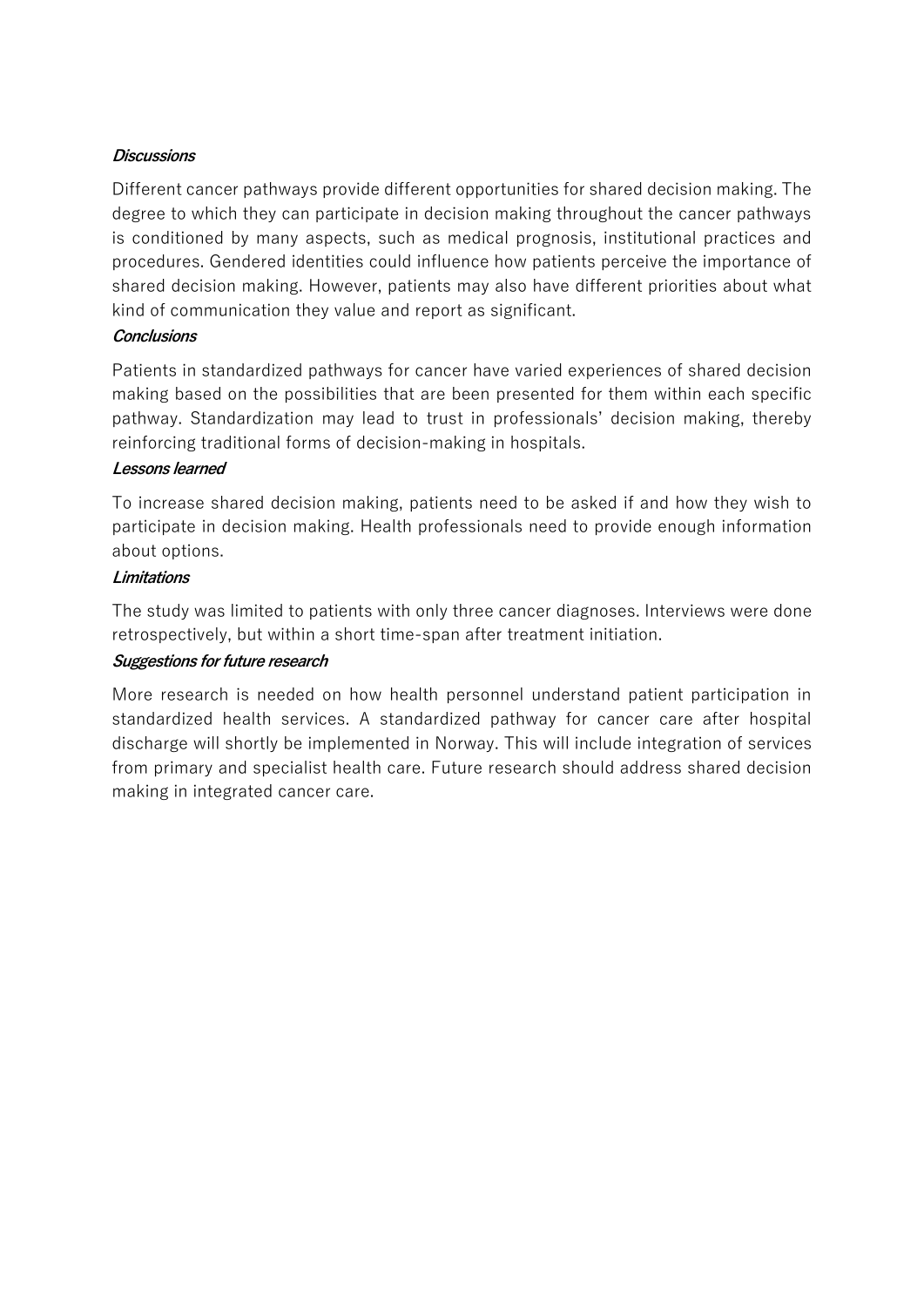***Discussions***

Different cancer pathways provide different opportunities for shared decision making. The degree to which they can participate in decision making throughout the cancer pathways is conditioned by many aspects, such as medical prognosis, institutional practices and procedures. Gendered identities could influence how patients perceive the importance of shared decision making. However, patients may also have different priorities about what kind of communication they value and report as significant.

***Conclusions***

Patients in standardized pathways for cancer have varied experiences of shared decision making based on the possibilities that are been presented for them within each specific pathway. Standardization may lead to trust in professionals' decision making, thereby reinforcing traditional forms of decision-making in hospitals.

***Lessons learned***

To increase shared decision making, patients need to be asked if and how they wish to participate in decision making. Health professionals need to provide enough information about options.

***Limitations***

The study was limited to patients with only three cancer diagnoses. Interviews were done retrospectively, but within a short time-span after treatment initiation.

***Suggestions for future research***

More research is needed on how health personnel understand patient participation in standardized health services. A standardized pathway for cancer care after hospital discharge will shortly be implemented in Norway. This will include integration of services from primary and specialist health care. Future research should address shared decision making in integrated cancer care.